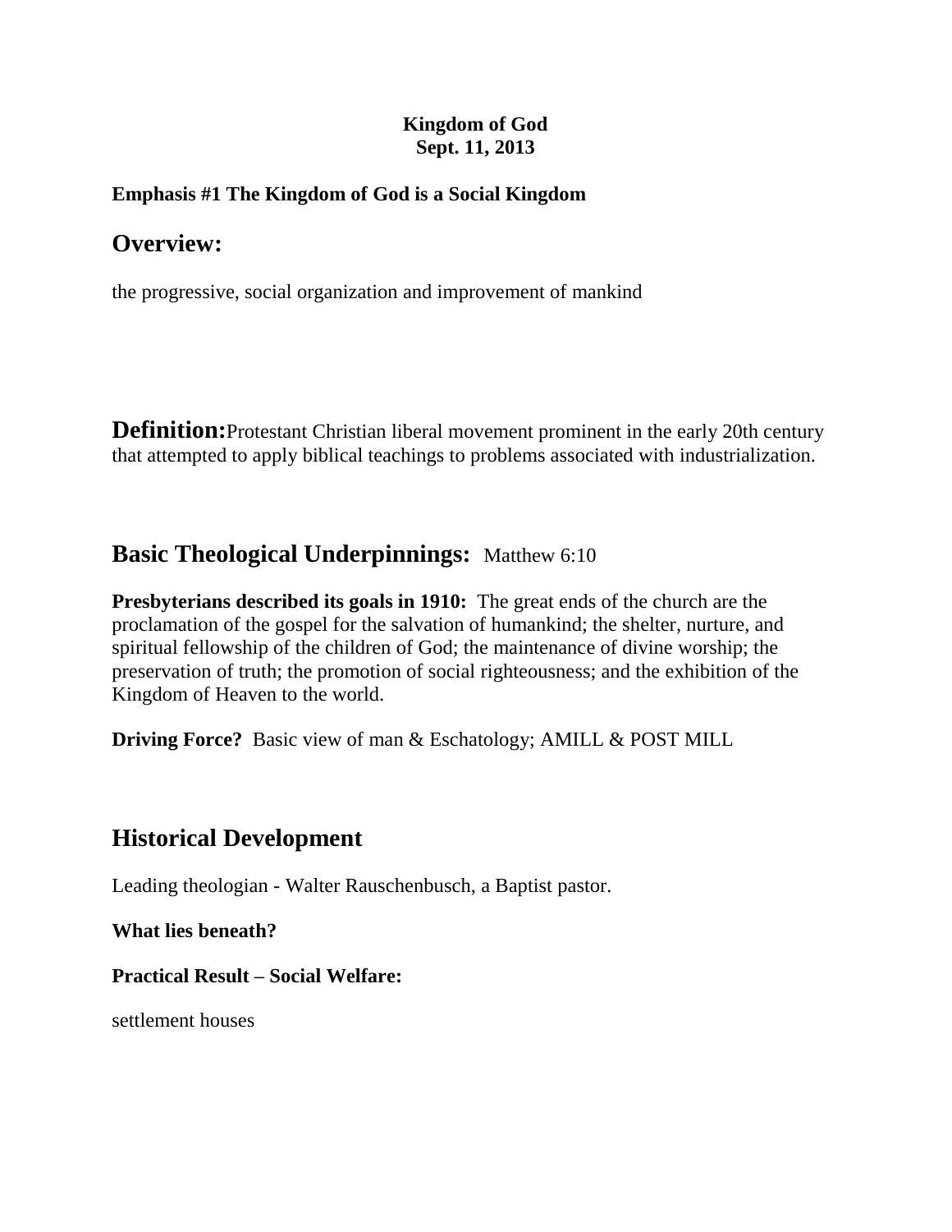**Kingdom of God**
**Sept. 11, 2013**

**Emphasis #1 The Kingdom of God is a Social Kingdom**

## Overview:

the progressive, social organization and improvement of mankind

**Definition:** Protestant Christian liberal movement prominent in the early 20th century that attempted to apply biblical teachings to problems associated with industrialization.

## Basic Theological Underpinnings: Matthew 6:10

**Presbyterians described its goals in 1910:** The great ends of the church are the proclamation of the gospel for the salvation of humankind; the shelter, nurture, and spiritual fellowship of the children of God; the maintenance of divine worship; the preservation of truth; the promotion of social righteousness; and the exhibition of the Kingdom of Heaven to the world.

**Driving Force?** Basic view of man & Eschatology; AMILL & POST MILL

## Historical Development

Leading theologian - Walter Rauschenbusch, a Baptist pastor.

**What lies beneath?**

**Practical Result – Social Welfare:**

settlement houses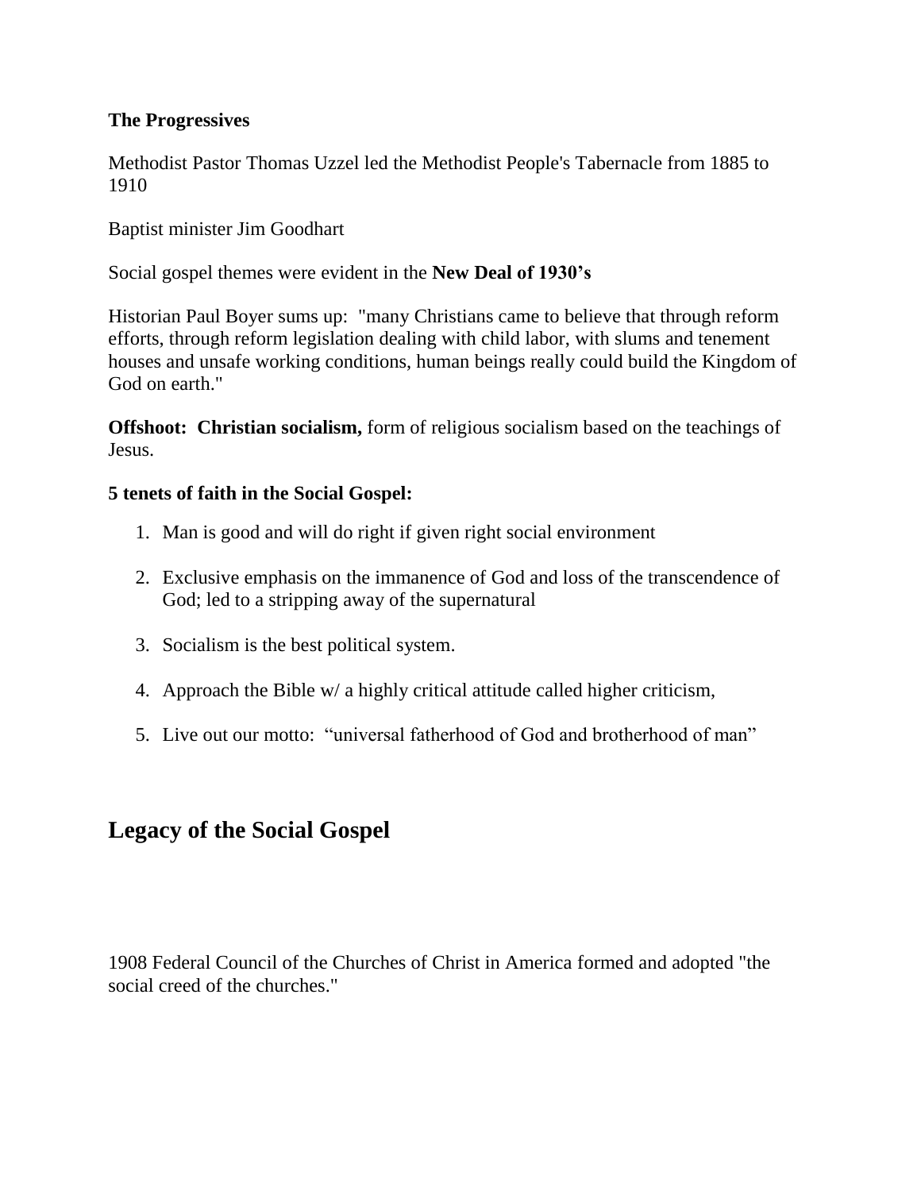**The Progressives**

Methodist Pastor Thomas Uzzel led the Methodist People's Tabernacle from 1885 to 1910

Baptist minister Jim Goodhart

Social gospel themes were evident in the **New Deal of 1930's**

Historian Paul Boyer sums up: "many Christians came to believe that through reform efforts, through reform legislation dealing with child labor, with slums and tenement houses and unsafe working conditions, human beings really could build the Kingdom of God on earth."

**Offshoot: Christian socialism,** form of religious socialism based on the teachings of Jesus.

**5 tenets of faith in the Social Gospel:**

1. Man is good and will do right if given right social environment
2. Exclusive emphasis on the immanence of God and loss of the transcendence of God; led to a stripping away of the supernatural
3. Socialism is the best political system.
4. Approach the Bible w/ a highly critical attitude called higher criticism,
5. Live out our motto: "universal fatherhood of God and brotherhood of man"

## Legacy of the Social Gospel

1908 Federal Council of the Churches of Christ in America formed and adopted "the social creed of the churches."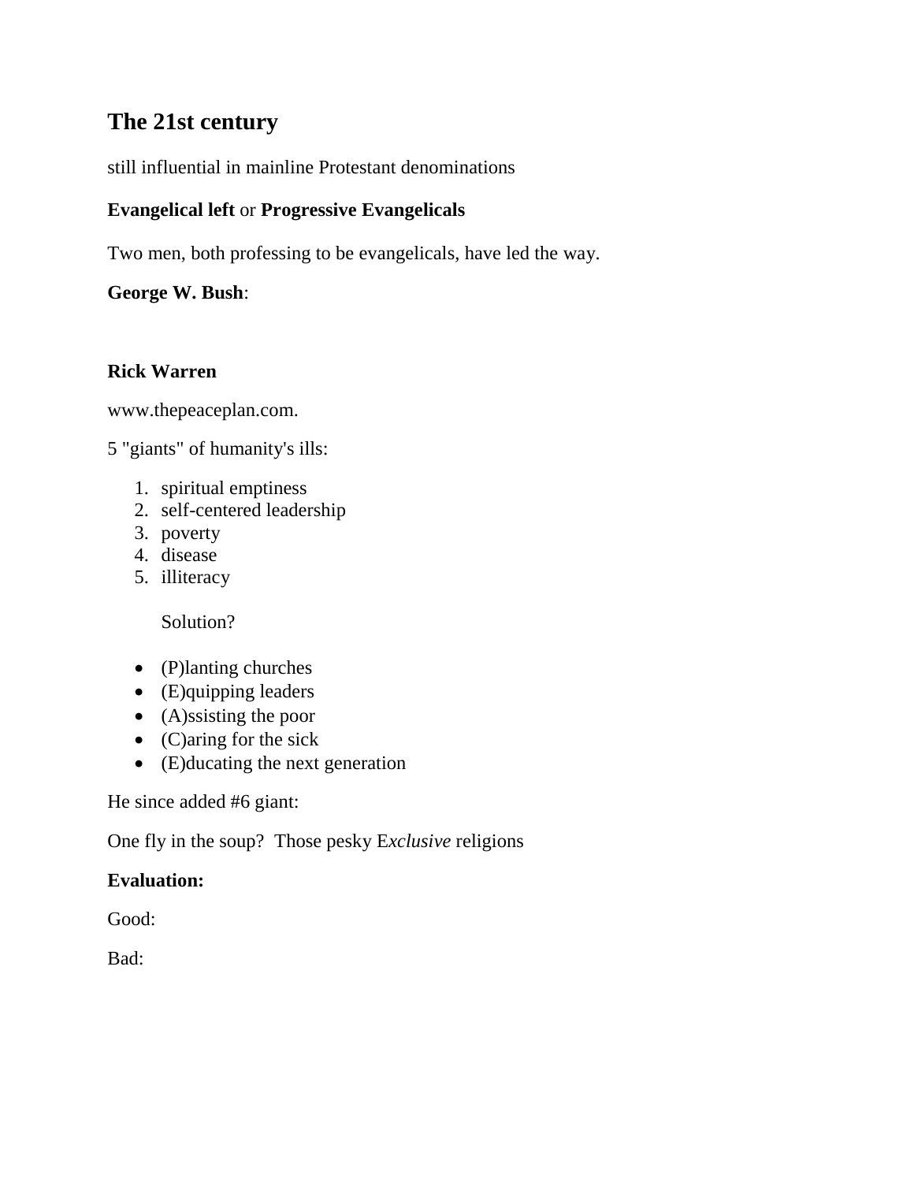## The 21st century

still influential in mainline Protestant denominations

**Evangelical left** or **Progressive Evangelicals**

Two men, both professing to be evangelicals, have led the way.

**George W. Bush**:

**Rick Warren**

www.thepeaceplan.com.

5 "giants" of humanity's ills:

1. spiritual emptiness
2. self-centered leadership
3. poverty
4. disease
5. illiteracy

   Solution?

- (P)lanting churches
- (E)quipping leaders
- (A)ssisting the poor
- (C)aring for the sick
- (E)ducating the next generation

He since added #6 giant:

One fly in the soup? Those pesky E*xclusive* religions

**Evaluation:**

Good:

Bad: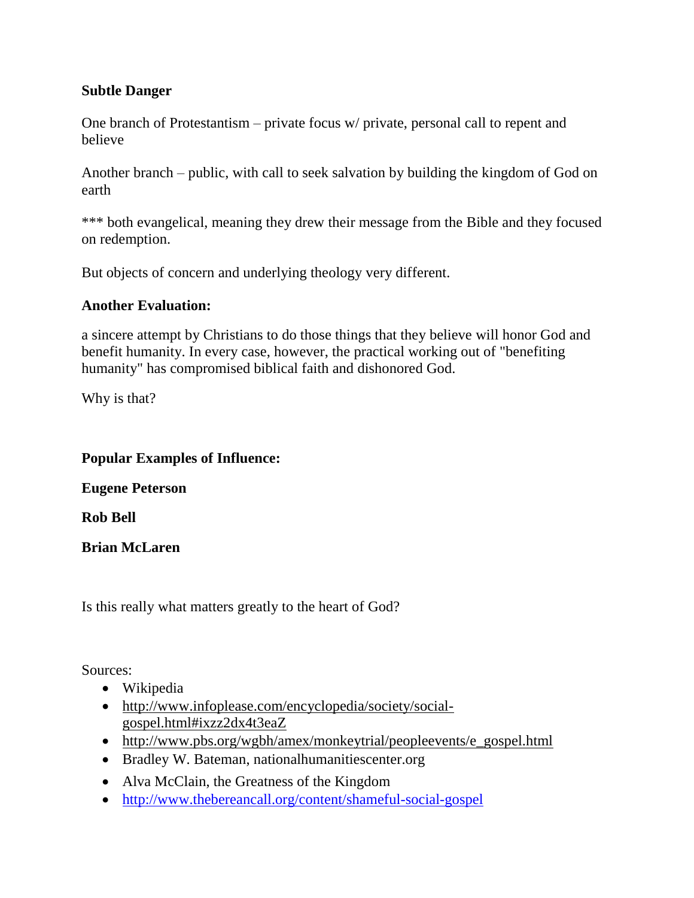**Subtle Danger**

One branch of Protestantism – private focus w/ private, personal call to repent and believe

Another branch – public, with call to seek salvation by building the kingdom of God on earth

*** both evangelical, meaning they drew their message from the Bible and they focused on redemption.

But objects of concern and underlying theology very different.

**Another Evaluation:**

a sincere attempt by Christians to do those things that they believe will honor God and benefit humanity. In every case, however, the practical working out of "benefiting humanity" has compromised biblical faith and dishonored God.

Why is that?

**Popular Examples of Influence:**

**Eugene Peterson**

**Rob Bell**

**Brian McLaren**

Is this really what matters greatly to the heart of God?

Sources:

- Wikipedia
- http://www.infoplease.com/encyclopedia/society/social-gospel.html#ixzz2dx4t3eaZ
- http://www.pbs.org/wgbh/amex/monkeytrial/peopleevents/e_gospel.html
- Bradley W. Bateman, nationalhumanitiescenter.org
- Alva McClain, the Greatness of the Kingdom
- http://www.thebereancall.org/content/shameful-social-gospel